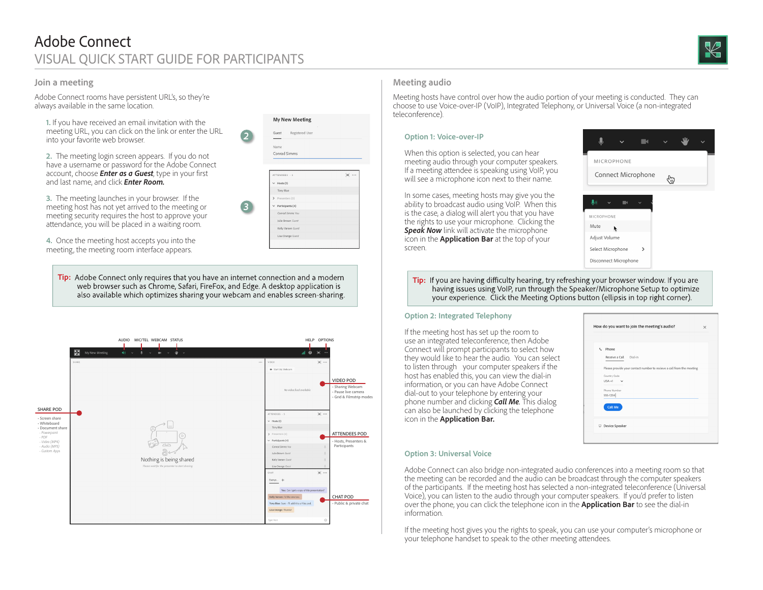# Adobe Connect

## VISUAL QUICK START GUIDE FOR PARTICIPANTS

### Join a meeting

Adobe Connect rooms have persistent URL's, so they're always available in the same location.

1. If you have received an email invitation with the meeting URL, you can click on the link or enter the URL into your favorite web browser.

2. The meeting login screen appears. If you do not have a username or password for the Adobe Connect account, choose ***Enter as a Guest***, type in your first and last name, and click ***Enter Room.***

3. The meeting launches in your browser. If the meeting host has not yet arrived to the meeting or meeting security requires the host to approve your attendance, you will be placed in a waiting room.

4. Once the meeting host accepts you into the meeting, the meeting room interface appears.

**Tip:** Adobe Connect only requires that you have an internet connection and a modern web browser such as Chrome, Safari, FireFox, and Edge. A desktop application is also available which optimizes sharing your webcam and enables screen-sharing.

AUDIO, MIC/TEL, WEBCAM, STATUS, HELP, OPTIONS

SHARE POD
- Screen share
- Whiteboard
- Document share
  - Powerpoint
  - PDF
  - Video (MP4)
  - Audio (MP3)
  - Custom Apps

VIDEO POD
- Sharing Webcam
- Pause live camera
- Grid & Filmstrip modes

ATTENDEES POD
- Hosts, Presenters & Participants

CHAT POD
- Public & private chat

### Meeting audio

Meeting hosts have control over how the audio portion of your meeting is conducted. They can choose to use Voice-over-IP (VoIP), Integrated Telephony, or Universal Voice (a non-integrated teleconference).

#### Option 1: Voice-over-IP

When this option is selected, you can hear meeting audio through your computer speakers. If a meeting attendee is speaking using VoIP, you will see a microphone icon next to their name.

In some cases, meeting hosts may give you the ability to broadcast audio using VoIP. When this is the case, a dialog will alert you that you have the rights to use your microphone. Clicking the ***Speak Now*** link will activate the microphone icon in the **Application Bar** at the top of your screen.

**Tip:** If you are having difficulty hearing, try refreshing your browser window. If you are having issues using VoIP, run through the Speaker/Microphone Setup to optimize your experience. Click the Meeting Options button (ellipsis in top right corner).

#### Option 2: Integrated Telephony

If the meeting host has set up the room to use an integrated teleconference, then Adobe Connect will prompt participants to select how they would like to hear the audio. You can select to listen through your computer speakers if the host has enabled this, you can view the dial-in information, or you can have Adobe Connect dial-out to your telephone by entering your phone number and clicking ***Call Me***. This dialog can also be launched by clicking the telephone icon in the **Application Bar.**

#### Option 3: Universal Voice

Adobe Connect can also bridge non-integrated audio conferences into a meeting room so that the meeting can be recorded and the audio can be broadcast through the computer speakers of the participants. If the meeting host has selected a non-integrated teleconference (Universal Voice), you can listen to the audio through your computer speakers. If you'd prefer to listen over the phone, you can click the telephone icon in the **Application Bar** to see the dial-in information.

If the meeting host gives you the rights to speak, you can use your computer's microphone or your telephone handset to speak to the other meeting attendees.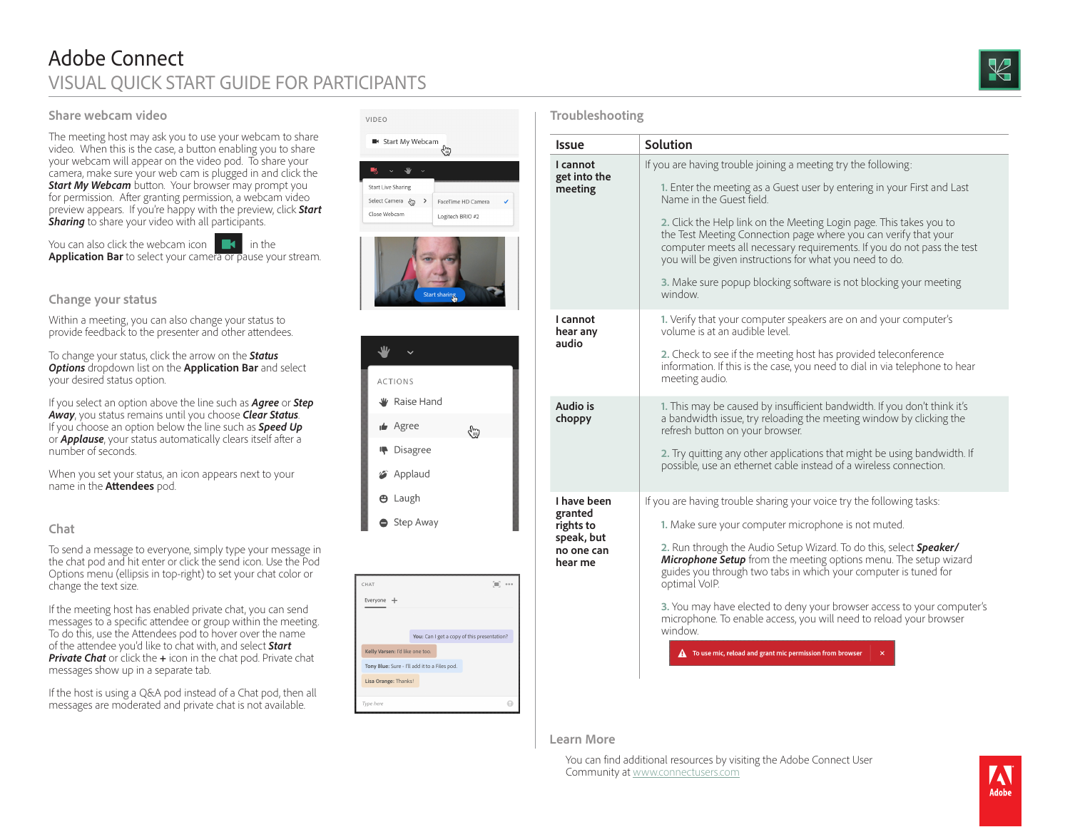# Adobe Connect

## VISUAL QUICK START GUIDE FOR PARTICIPANTS

### Share webcam video

The meeting host may ask you to use your webcam to share video. When this is the case, a button enabling you to share your webcam will appear on the video pod. To share your camera, make sure your web cam is plugged in and click the ***Start My Webcam*** button. Your browser may prompt you for permission. After granting permission, a webcam video preview appears. If you're happy with the preview, click ***Start Sharing*** to share your video with all participants.

You can also click the webcam icon in the **Application Bar** to select your camera or pause your stream.

### Change your status

Within a meeting, you can also change your status to provide feedback to the presenter and other attendees.

To change your status, click the arrow on the ***Status Options*** dropdown list on the **Application Bar** and select your desired status option.

If you select an option above the line such as ***Agree*** or ***Step Away***, you status remains until you choose ***Clear Status***. If you choose an option below the line such as ***Speed Up*** or ***Applause***, your status automatically clears itself after a number of seconds.

When you set your status, an icon appears next to your name in the **Attendees** pod.

### Chat

To send a message to everyone, simply type your message in the chat pod and hit enter or click the send icon. Use the Pod Options menu (ellipsis in top-right) to set your chat color or change the text size.

If the meeting host has enabled private chat, you can send messages to a specific attendee or group within the meeting. To do this, use the Attendees pod to hover over the name of the attendee you'd like to chat with, and select ***Start Private Chat*** or click the **+** icon in the chat pod. Private chat messages show up in a separate tab.

If the host is using a Q&A pod instead of a Chat pod, then all messages are moderated and private chat is not available.

### Troubleshooting

| Issue | Solution |
| --- | --- |
| **I cannot get into the meeting** | If you are having trouble joining a meeting try the following:<br>1. Enter the meeting as a Guest user by entering in your First and Last Name in the Guest field.<br>2. Click the Help link on the Meeting Login page. This takes you to the Test Meeting Connection page where you can verify that your computer meets all necessary requirements. If you do not pass the test you will be given instructions for what you need to do.<br>3. Make sure popup blocking software is not blocking your meeting window. |
| **I cannot hear any audio** | 1. Verify that your computer speakers are on and your computer's volume is at an audible level.<br>2. Check to see if the meeting host has provided teleconference information. If this is the case, you need to dial in via telephone to hear meeting audio. |
| **Audio is choppy** | 1. This may be caused by insufficient bandwidth. If you don't think it's a bandwidth issue, try reloading the meeting window by clicking the refresh button on your browser.<br>2. Try quitting any other applications that might be using bandwidth. If possible, use an ethernet cable instead of a wireless connection. |
| **I have been granted rights to speak, but no one can hear me** | If you are having trouble sharing your voice try the following tasks:<br>1. Make sure your computer microphone is not muted.<br>2. Run through the Audio Setup Wizard. To do this, select ***Speaker/ Microphone Setup*** from the meeting options menu. The setup wizard guides you through two tabs in which your computer is tuned for optimal VoIP.<br>3. You may have elected to deny your browser access to your computer's microphone. To enable access, you will need to reload your browser window. |

### Learn More

You can find additional resources by visiting the Adobe Connect User Community at www.connectusers.com